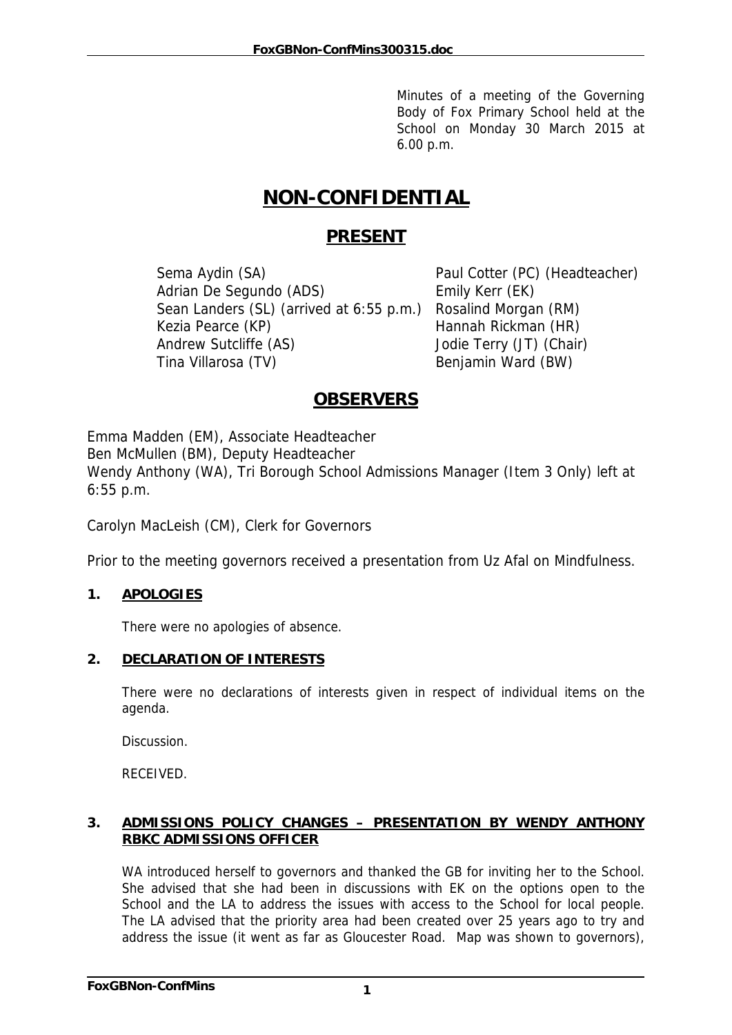Minutes of a meeting of the Governing Body of Fox Primary School held at the School on Monday 30 March 2015 at 6.00 p.m.

# NON-CONFIDENTIAL

## PRESENT

Sema Aydin (SA)
Paul Cotter (PC) (Headteacher)
Adrian De Segundo (ADS)
Emily Kerr (EK)
Sean Landers (SL) (arrived at 6:55 p.m.)
Rosalind Morgan (RM)
Kezia Pearce (KP)
Hannah Rickman (HR)
Andrew Sutcliffe (AS)
Jodie Terry (JT) (Chair)
Tina Villarosa (TV)
Benjamin Ward (BW)

## OBSERVERS

Emma Madden (EM), Associate Headteacher
Ben McMullen (BM), Deputy Headteacher
Wendy Anthony (WA), Tri Borough School Admissions Manager (Item 3 Only) left at 6:55 p.m.

Carolyn MacLeish (CM), Clerk for Governors

Prior to the meeting governors received a presentation from Uz Afal on Mindfulness.

### 1. APOLOGIES

There were no apologies of absence.

### 2. DECLARATION OF INTERESTS

There were no declarations of interests given in respect of individual items on the agenda.

Discussion.

RECEIVED.

### 3. ADMISSIONS POLICY CHANGES – PRESENTATION BY WENDY ANTHONY RBKC ADMISSIONS OFFICER

WA introduced herself to governors and thanked the GB for inviting her to the School. She advised that she had been in discussions with EK on the options open to the School and the LA to address the issues with access to the School for local people. The LA advised that the priority area had been created over 25 years ago to try and address the issue (it went as far as Gloucester Road. Map was shown to governors),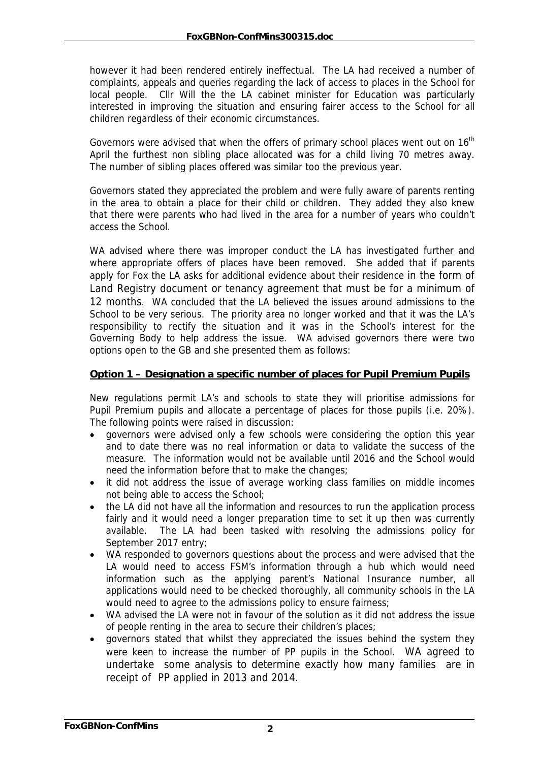however it had been rendered entirely ineffectual. The LA had received a number of complaints, appeals and queries regarding the lack of access to places in the School for local people. Cllr Will the the LA cabinet minister for Education was particularly interested in improving the situation and ensuring fairer access to the School for all children regardless of their economic circumstances.

Governors were advised that when the offers of primary school places went out on 16th April the furthest non sibling place allocated was for a child living 70 metres away. The number of sibling places offered was similar too the previous year.

Governors stated they appreciated the problem and were fully aware of parents renting in the area to obtain a place for their child or children. They added they also knew that there were parents who had lived in the area for a number of years who couldn't access the School.

WA advised where there was improper conduct the LA has investigated further and where appropriate offers of places have been removed. She added that if parents apply for Fox the LA asks for additional evidence about their residence in the form of Land Registry document or tenancy agreement that must be for a minimum of 12 months. WA concluded that the LA believed the issues around admissions to the School to be very serious. The priority area no longer worked and that it was the LA's responsibility to rectify the situation and it was in the School's interest for the Governing Body to help address the issue. WA advised governors there were two options open to the GB and she presented them as follows:

**Option 1 – Designation a specific number of places for Pupil Premium Pupils**

New regulations permit LA's and schools to state they will prioritise admissions for Pupil Premium pupils and allocate a percentage of places for those pupils (i.e. 20%). The following points were raised in discussion:

- governors were advised only a few schools were considering the option this year and to date there was no real information or data to validate the success of the measure. The information would not be available until 2016 and the School would need the information before that to make the changes;
- it did not address the issue of average working class families on middle incomes not being able to access the School;
- the LA did not have all the information and resources to run the application process fairly and it would need a longer preparation time to set it up then was currently available. The LA had been tasked with resolving the admissions policy for September 2017 entry;
- WA responded to governors questions about the process and were advised that the LA would need to access FSM's information through a hub which would need information such as the applying parent's National Insurance number, all applications would need to be checked thoroughly, all community schools in the LA would need to agree to the admissions policy to ensure fairness;
- WA advised the LA were not in favour of the solution as it did not address the issue of people renting in the area to secure their children's places;
- governors stated that whilst they appreciated the issues behind the system they were keen to increase the number of PP pupils in the School. WA agreed to undertake some analysis to determine exactly how many families are in receipt of PP applied in 2013 and 2014.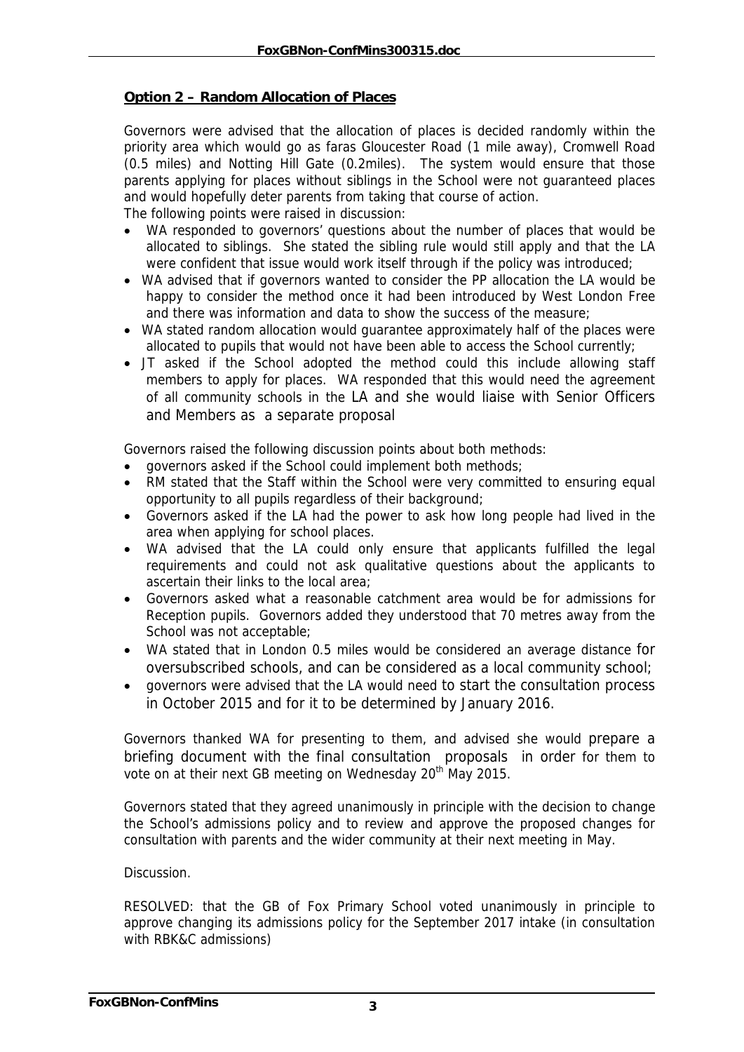**Option 2 – Random Allocation of Places**

Governors were advised that the allocation of places is decided randomly within the priority area which would go as faras Gloucester Road (1 mile away), Cromwell Road (0.5 miles) and Notting Hill Gate (0.2miles). The system would ensure that those parents applying for places without siblings in the School were not guaranteed places and would hopefully deter parents from taking that course of action.

The following points were raised in discussion:

- WA responded to governors' questions about the number of places that would be allocated to siblings. She stated the sibling rule would still apply and that the LA were confident that issue would work itself through if the policy was introduced;
- WA advised that if governors wanted to consider the PP allocation the LA would be happy to consider the method once it had been introduced by West London Free and there was information and data to show the success of the measure;
- WA stated random allocation would guarantee approximately half of the places were allocated to pupils that would not have been able to access the School currently;
- JT asked if the School adopted the method could this include allowing staff members to apply for places. WA responded that this would need the agreement of all community schools in the LA and she would liaise with Senior Officers and Members as a separate proposal

Governors raised the following discussion points about both methods:

- governors asked if the School could implement both methods;
- RM stated that the Staff within the School were very committed to ensuring equal opportunity to all pupils regardless of their background;
- Governors asked if the LA had the power to ask how long people had lived in the area when applying for school places.
- WA advised that the LA could only ensure that applicants fulfilled the legal requirements and could not ask qualitative questions about the applicants to ascertain their links to the local area;
- Governors asked what a reasonable catchment area would be for admissions for Reception pupils. Governors added they understood that 70 metres away from the School was not acceptable;
- WA stated that in London 0.5 miles would be considered an average distance for oversubscribed schools, and can be considered as a local community school;
- governors were advised that the LA would need to start the consultation process in October 2015 and for it to be determined by January 2016.

Governors thanked WA for presenting to them, and advised she would prepare a briefing document with the final consultation proposals in order for them to vote on at their next GB meeting on Wednesday 20th May 2015.

Governors stated that they agreed unanimously in principle with the decision to change the School's admissions policy and to review and approve the proposed changes for consultation with parents and the wider community at their next meeting in May.

Discussion.

RESOLVED: that the GB of Fox Primary School voted unanimously in principle to approve changing its admissions policy for the September 2017 intake (in consultation with RBK&C admissions)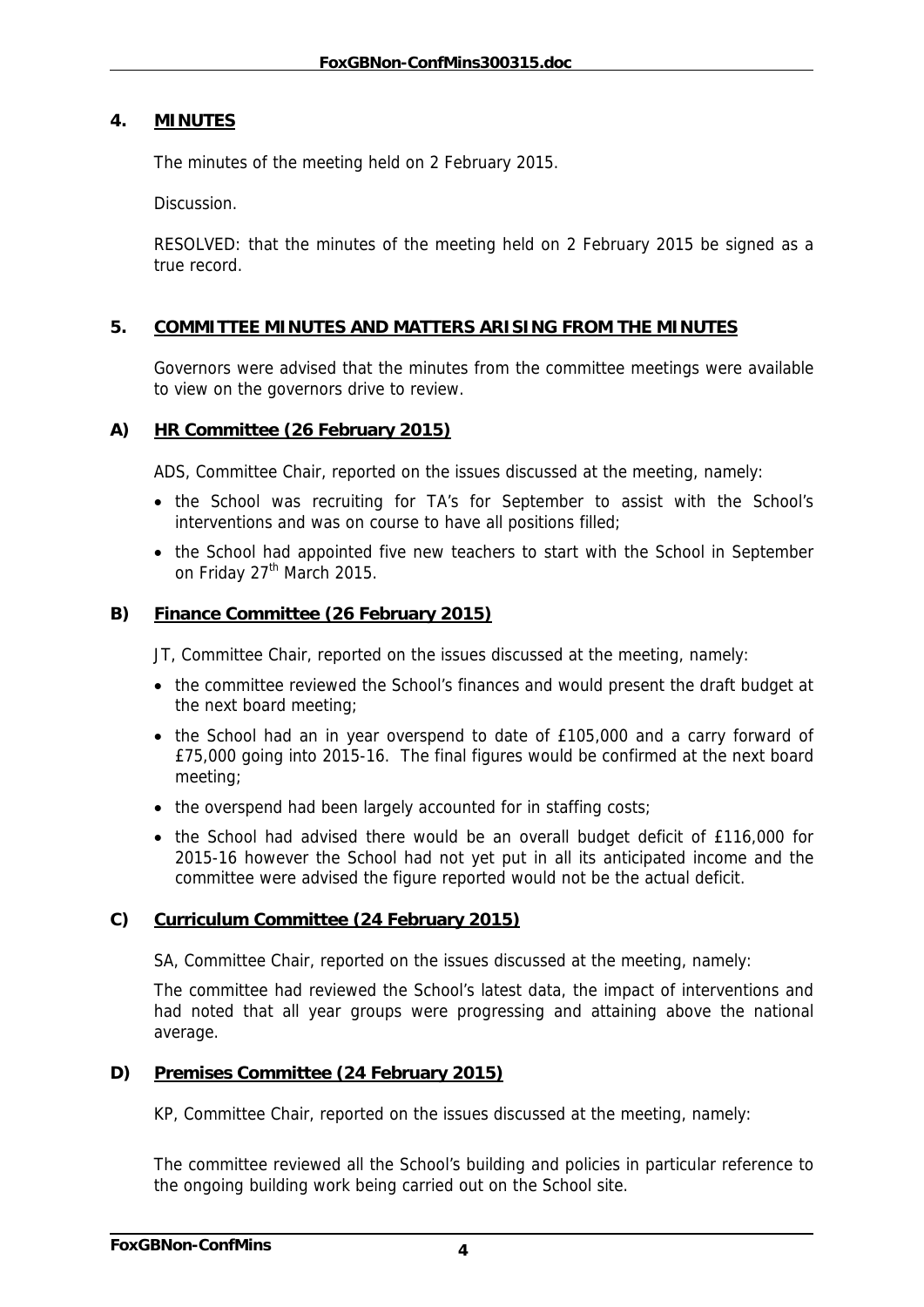## 4. MINUTES

The minutes of the meeting held on 2 February 2015.

Discussion.

RESOLVED: that the minutes of the meeting held on 2 February 2015 be signed as a true record.

## 5. COMMITTEE MINUTES AND MATTERS ARISING FROM THE MINUTES

Governors were advised that the minutes from the committee meetings were available to view on the governors drive to review.

### A) HR Committee (26 February 2015)

ADS, Committee Chair, reported on the issues discussed at the meeting, namely:

- the School was recruiting for TA's for September to assist with the School's interventions and was on course to have all positions filled;
- the School had appointed five new teachers to start with the School in September on Friday 27th March 2015.

### B) Finance Committee (26 February 2015)

JT, Committee Chair, reported on the issues discussed at the meeting, namely:

- the committee reviewed the School's finances and would present the draft budget at the next board meeting;
- the School had an in year overspend to date of £105,000 and a carry forward of £75,000 going into 2015-16. The final figures would be confirmed at the next board meeting;
- the overspend had been largely accounted for in staffing costs;
- the School had advised there would be an overall budget deficit of £116,000 for 2015-16 however the School had not yet put in all its anticipated income and the committee were advised the figure reported would not be the actual deficit.

### C) Curriculum Committee (24 February 2015)

SA, Committee Chair, reported on the issues discussed at the meeting, namely:

The committee had reviewed the School's latest data, the impact of interventions and had noted that all year groups were progressing and attaining above the national average.

### D) Premises Committee (24 February 2015)

KP, Committee Chair, reported on the issues discussed at the meeting, namely:

The committee reviewed all the School's building and policies in particular reference to the ongoing building work being carried out on the School site.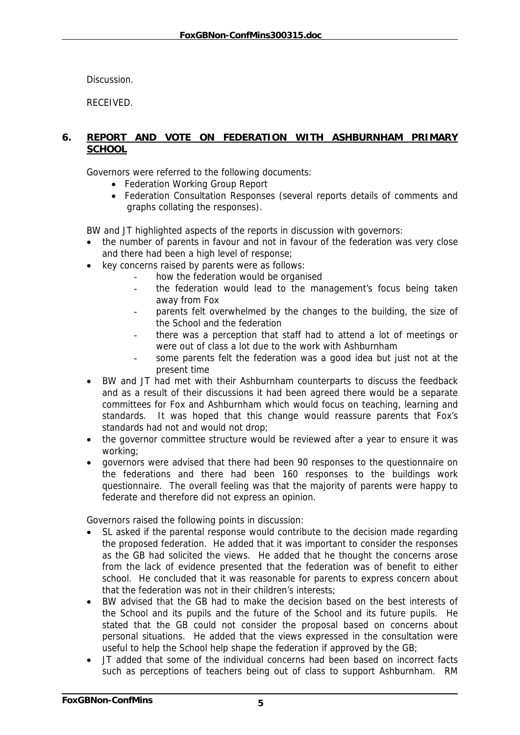Discussion.

RECEIVED.

## 6. REPORT AND VOTE ON FEDERATION WITH ASHBURNHAM PRIMARY SCHOOL

Governors were referred to the following documents:

- Federation Working Group Report
- Federation Consultation Responses (several reports details of comments and graphs collating the responses).

BW and JT highlighted aspects of the reports in discussion with governors:

- the number of parents in favour and not in favour of the federation was very close and there had been a high level of response;
- key concerns raised by parents were as follows:
  - how the federation would be organised
  - the federation would lead to the management's focus being taken away from Fox
  - parents felt overwhelmed by the changes to the building, the size of the School and the federation
  - there was a perception that staff had to attend a lot of meetings or were out of class a lot due to the work with Ashburnham
  - some parents felt the federation was a good idea but just not at the present time
- BW and JT had met with their Ashburnham counterparts to discuss the feedback and as a result of their discussions it had been agreed there would be a separate committees for Fox and Ashburnham which would focus on teaching, learning and standards. It was hoped that this change would reassure parents that Fox's standards had not and would not drop;
- the governor committee structure would be reviewed after a year to ensure it was working;
- governors were advised that there had been 90 responses to the questionnaire on the federations and there had been 160 responses to the buildings work questionnaire. The overall feeling was that the majority of parents were happy to federate and therefore did not express an opinion.

Governors raised the following points in discussion:

- SL asked if the parental response would contribute to the decision made regarding the proposed federation. He added that it was important to consider the responses as the GB had solicited the views. He added that he thought the concerns arose from the lack of evidence presented that the federation was of benefit to either school. He concluded that it was reasonable for parents to express concern about that the federation was not in their children's interests;
- BW advised that the GB had to make the decision based on the best interests of the School and its pupils and the future of the School and its future pupils. He stated that the GB could not consider the proposal based on concerns about personal situations. He added that the views expressed in the consultation were useful to help the School help shape the federation if approved by the GB;
- JT added that some of the individual concerns had been based on incorrect facts such as perceptions of teachers being out of class to support Ashburnham. RM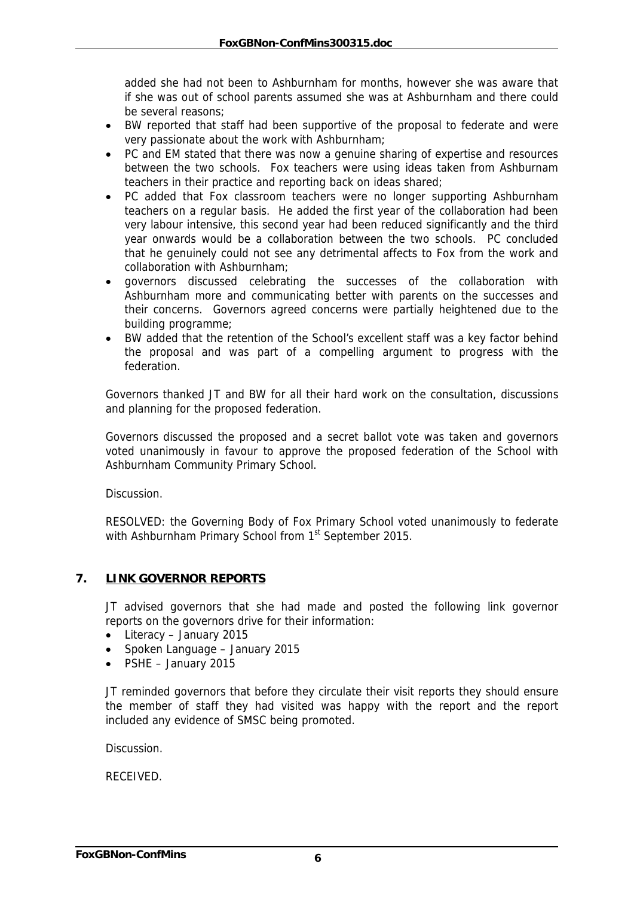added she had not been to Ashburnham for months, however she was aware that if she was out of school parents assumed she was at Ashburnham and there could be several reasons;

- BW reported that staff had been supportive of the proposal to federate and were very passionate about the work with Ashburnham;
- PC and EM stated that there was now a genuine sharing of expertise and resources between the two schools. Fox teachers were using ideas taken from Ashburnam teachers in their practice and reporting back on ideas shared;
- PC added that Fox classroom teachers were no longer supporting Ashburnham teachers on a regular basis. He added the first year of the collaboration had been very labour intensive, this second year had been reduced significantly and the third year onwards would be a collaboration between the two schools. PC concluded that he genuinely could not see any detrimental affects to Fox from the work and collaboration with Ashburnham;
- governors discussed celebrating the successes of the collaboration with Ashburnham more and communicating better with parents on the successes and their concerns. Governors agreed concerns were partially heightened due to the building programme;
- BW added that the retention of the School's excellent staff was a key factor behind the proposal and was part of a compelling argument to progress with the federation.

Governors thanked JT and BW for all their hard work on the consultation, discussions and planning for the proposed federation.

Governors discussed the proposed and a secret ballot vote was taken and governors voted unanimously in favour to approve the proposed federation of the School with Ashburnham Community Primary School.

Discussion.

RESOLVED: the Governing Body of Fox Primary School voted unanimously to federate with Ashburnham Primary School from 1st September 2015.

## 7. LINK GOVERNOR REPORTS

JT advised governors that she had made and posted the following link governor reports on the governors drive for their information:

- Literacy – January 2015
- Spoken Language – January 2015
- PSHE – January 2015

JT reminded governors that before they circulate their visit reports they should ensure the member of staff they had visited was happy with the report and the report included any evidence of SMSC being promoted.

Discussion.

RECEIVED.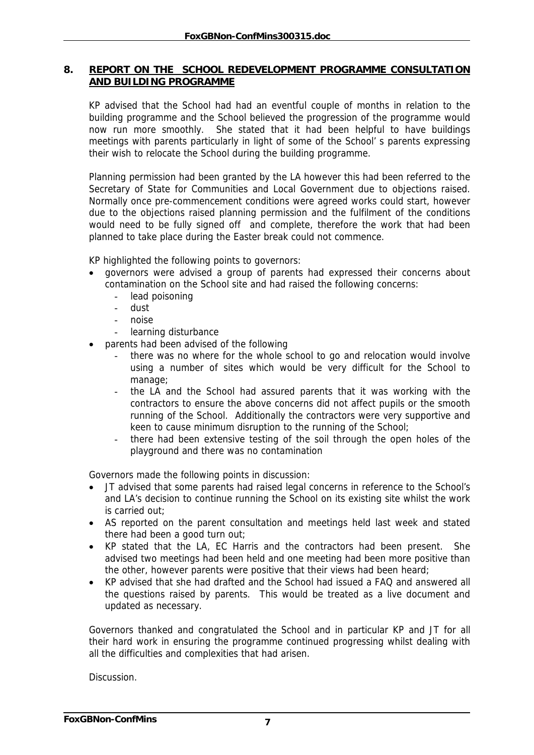## 8. REPORT ON THE SCHOOL REDEVELOPMENT PROGRAMME CONSULTATION AND BUILDING PROGRAMME

KP advised that the School had had an eventful couple of months in relation to the building programme and the School believed the progression of the programme would now run more smoothly. She stated that it had been helpful to have buildings meetings with parents particularly in light of some of the School' s parents expressing their wish to relocate the School during the building programme.

Planning permission had been granted by the LA however this had been referred to the Secretary of State for Communities and Local Government due to objections raised. Normally once pre-commencement conditions were agreed works could start, however due to the objections raised planning permission and the fulfilment of the conditions would need to be fully signed off and complete, therefore the work that had been planned to take place during the Easter break could not commence.

KP highlighted the following points to governors:

- governors were advised a group of parents had expressed their concerns about contamination on the School site and had raised the following concerns:
  - lead poisoning
  - dust
  - noise
  - learning disturbance
- parents had been advised of the following
  - there was no where for the whole school to go and relocation would involve using a number of sites which would be very difficult for the School to manage;
  - the LA and the School had assured parents that it was working with the contractors to ensure the above concerns did not affect pupils or the smooth running of the School. Additionally the contractors were very supportive and keen to cause minimum disruption to the running of the School;
  - there had been extensive testing of the soil through the open holes of the playground and there was no contamination

Governors made the following points in discussion:

- JT advised that some parents had raised legal concerns in reference to the School's and LA's decision to continue running the School on its existing site whilst the work is carried out;
- AS reported on the parent consultation and meetings held last week and stated there had been a good turn out;
- KP stated that the LA, EC Harris and the contractors had been present. She advised two meetings had been held and one meeting had been more positive than the other, however parents were positive that their views had been heard;
- KP advised that she had drafted and the School had issued a FAQ and answered all the questions raised by parents. This would be treated as a live document and updated as necessary.

Governors thanked and congratulated the School and in particular KP and JT for all their hard work in ensuring the programme continued progressing whilst dealing with all the difficulties and complexities that had arisen.

Discussion.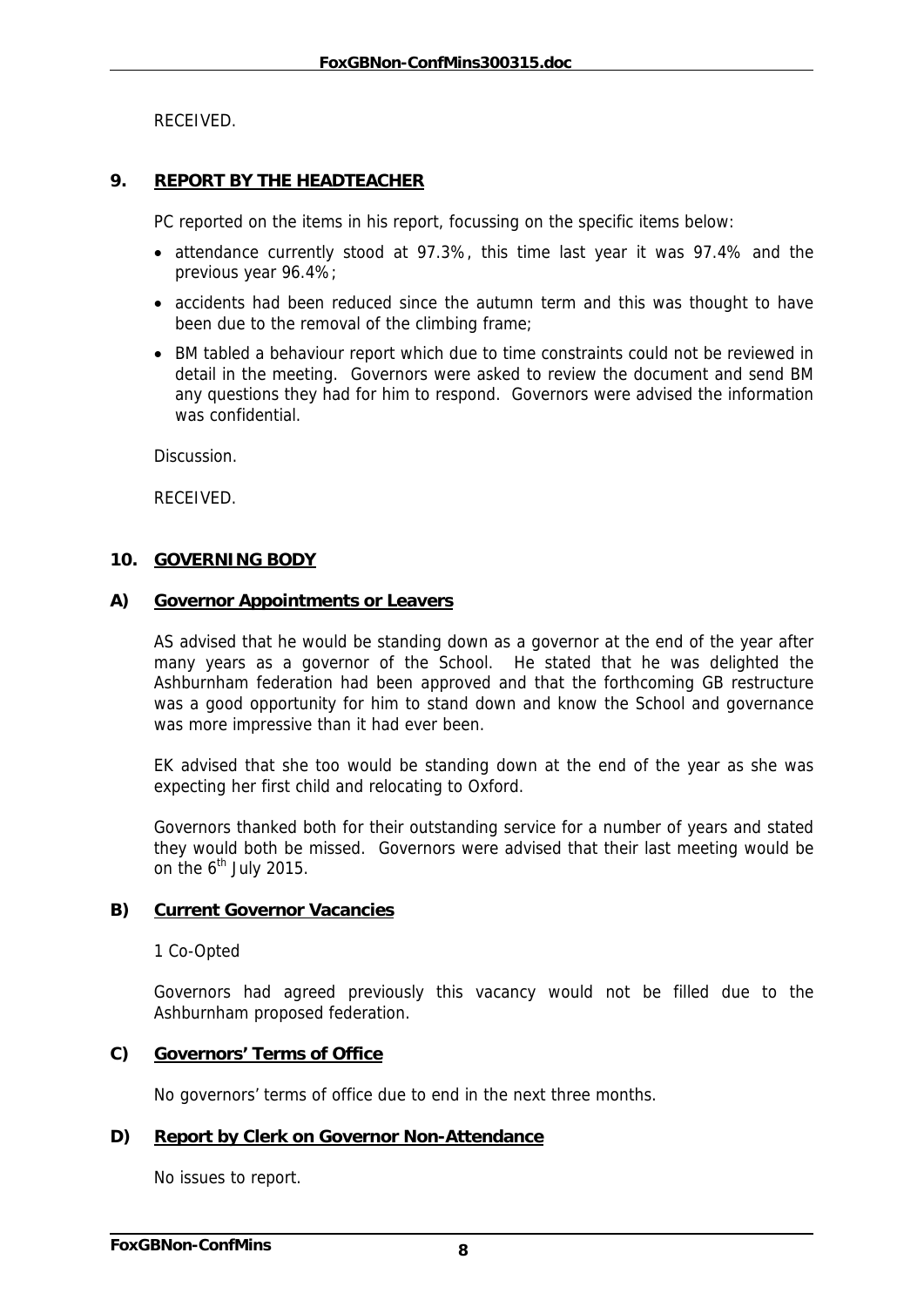RECEIVED.

## 9. REPORT BY THE HEADTEACHER

PC reported on the items in his report, focussing on the specific items below:

- attendance currently stood at 97.3%, this time last year it was 97.4% and the previous year 96.4%;
- accidents had been reduced since the autumn term and this was thought to have been due to the removal of the climbing frame;
- BM tabled a behaviour report which due to time constraints could not be reviewed in detail in the meeting. Governors were asked to review the document and send BM any questions they had for him to respond. Governors were advised the information was confidential.

Discussion.

RECEIVED.

## 10. GOVERNING BODY

### A) Governor Appointments or Leavers

AS advised that he would be standing down as a governor at the end of the year after many years as a governor of the School. He stated that he was delighted the Ashburnham federation had been approved and that the forthcoming GB restructure was a good opportunity for him to stand down and know the School and governance was more impressive than it had ever been.

EK advised that she too would be standing down at the end of the year as she was expecting her first child and relocating to Oxford.

Governors thanked both for their outstanding service for a number of years and stated they would both be missed. Governors were advised that their last meeting would be on the 6th July 2015.

### B) Current Governor Vacancies

1 Co-Opted

Governors had agreed previously this vacancy would not be filled due to the Ashburnham proposed federation.

### C) Governors' Terms of Office

No governors' terms of office due to end in the next three months.

### D) Report by Clerk on Governor Non-Attendance

No issues to report.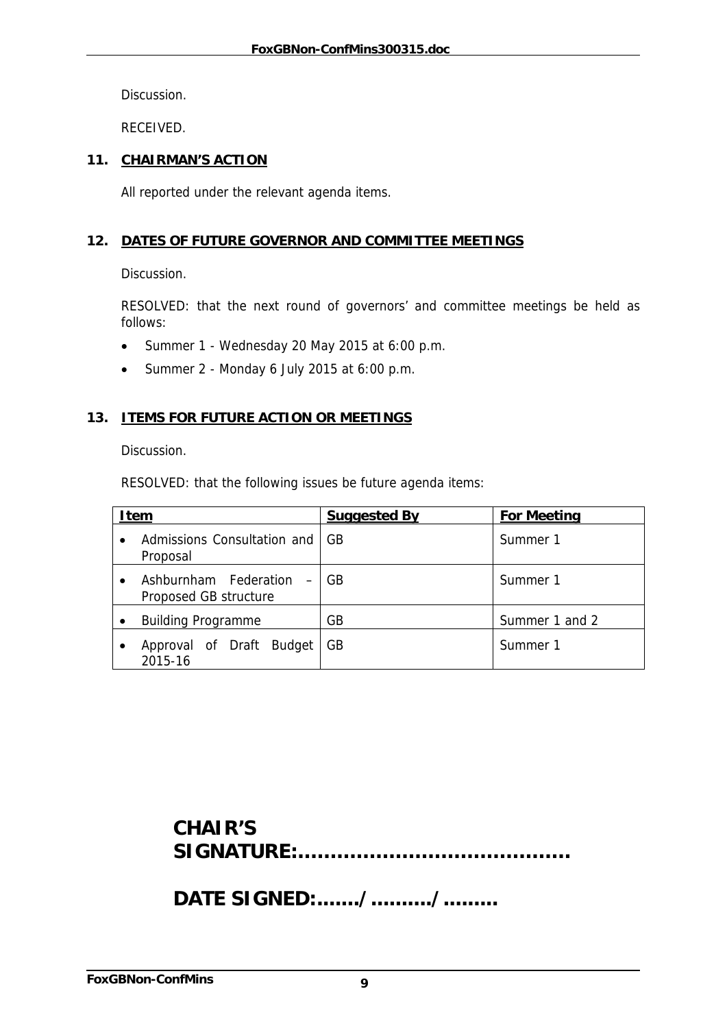Discussion.

RECEIVED.

## 11. CHAIRMAN'S ACTION

All reported under the relevant agenda items.

## 12. DATES OF FUTURE GOVERNOR AND COMMITTEE MEETINGS

Discussion.

RESOLVED: that the next round of governors' and committee meetings be held as follows:

- Summer 1 - Wednesday 20 May 2015 at 6:00 p.m.
- Summer 2 - Monday 6 July 2015 at 6:00 p.m.

## 13. ITEMS FOR FUTURE ACTION OR MEETINGS

Discussion.

RESOLVED: that the following issues be future agenda items:

| Item | Suggested By | For Meeting |
|---|---|---|
| • Admissions Consultation and Proposal | GB | Summer 1 |
| • Ashburnham Federation – Proposed GB structure | GB | Summer 1 |
| • Building Programme | GB | Summer 1 and 2 |
| • Approval of Draft Budget 2015-16 | GB | Summer 1 |

**CHAIR'S SIGNATURE:.........................................**

**DATE SIGNED:......./........../.........**